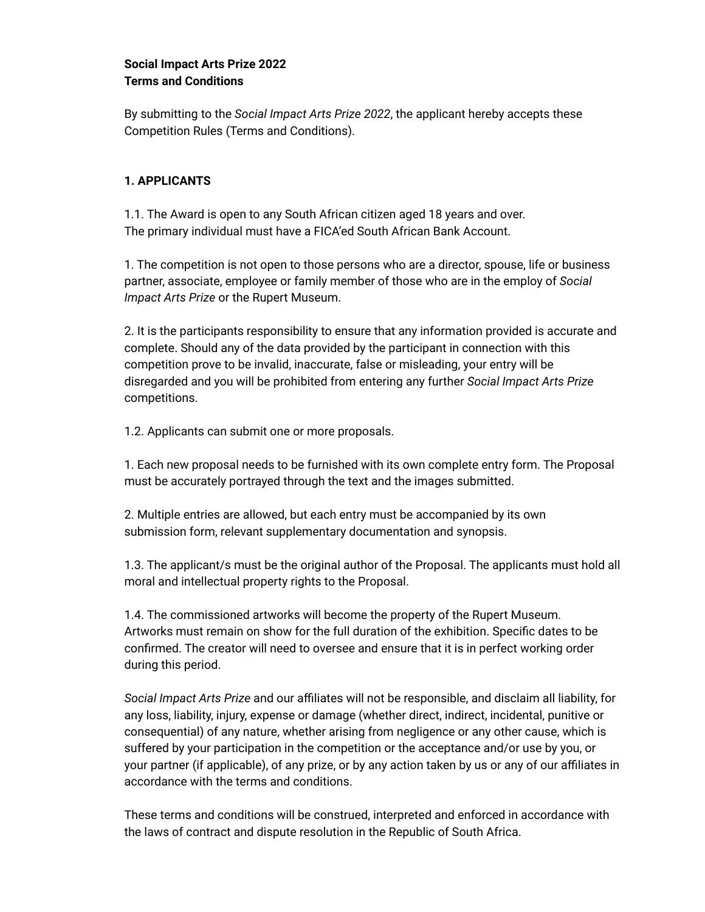**Social Impact Arts Prize 2022**
**Terms and Conditions**

By submitting to the *Social Impact Arts Prize 2022*, the applicant hereby accepts these Competition Rules (Terms and Conditions).

## 1. APPLICANTS

1.1. The Award is open to any South African citizen aged 18 years and over.
The primary individual must have a FICA'ed South African Bank Account.

1. The competition is not open to those persons who are a director, spouse, life or business partner, associate, employee or family member of those who are in the employ of *Social Impact Arts Prize* or the Rupert Museum.

2. It is the participants responsibility to ensure that any information provided is accurate and complete. Should any of the data provided by the participant in connection with this competition prove to be invalid, inaccurate, false or misleading, your entry will be disregarded and you will be prohibited from entering any further *Social Impact Arts Prize* competitions.

1.2. Applicants can submit one or more proposals.

1. Each new proposal needs to be furnished with its own complete entry form. The Proposal must be accurately portrayed through the text and the images submitted.

2. Multiple entries are allowed, but each entry must be accompanied by its own submission form, relevant supplementary documentation and synopsis.

1.3. The applicant/s must be the original author of the Proposal. The applicants must hold all moral and intellectual property rights to the Proposal.

1.4. The commissioned artworks will become the property of the Rupert Museum. Artworks must remain on show for the full duration of the exhibition. Specific dates to be confirmed. The creator will need to oversee and ensure that it is in perfect working order during this period.

*Social Impact Arts Prize* and our affiliates will not be responsible, and disclaim all liability, for any loss, liability, injury, expense or damage (whether direct, indirect, incidental, punitive or consequential) of any nature, whether arising from negligence or any other cause, which is suffered by your participation in the competition or the acceptance and/or use by you, or your partner (if applicable), of any prize, or by any action taken by us or any of our affiliates in accordance with the terms and conditions.

These terms and conditions will be construed, interpreted and enforced in accordance with the laws of contract and dispute resolution in the Republic of South Africa.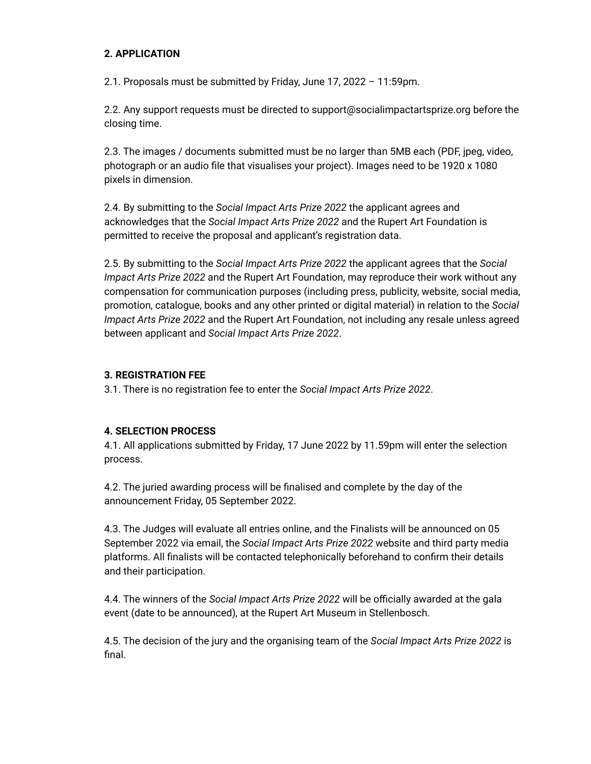**2. APPLICATION**

2.1. Proposals must be submitted by Friday, June 17, 2022 – 11:59pm.

2.2. Any support requests must be directed to support@socialimpactartsprize.org before the closing time.

2.3. The images / documents submitted must be no larger than 5MB each (PDF, jpeg, video, photograph or an audio file that visualises your project). Images need to be 1920 x 1080 pixels in dimension.

2.4. By submitting to the *Social Impact Arts Prize 2022* the applicant agrees and acknowledges that the *Social Impact Arts Prize 2022* and the Rupert Art Foundation is permitted to receive the proposal and applicant's registration data.

2.5. By submitting to the *Social Impact Arts Prize 2022* the applicant agrees that the *Social Impact Arts Prize 2022* and the Rupert Art Foundation, may reproduce their work without any compensation for communication purposes (including press, publicity, website, social media, promotion, catalogue, books and any other printed or digital material) in relation to the *Social Impact Arts Prize 2022* and the Rupert Art Foundation, not including any resale unless agreed between applicant and *Social Impact Arts Prize 2022*.

**3. REGISTRATION FEE**

3.1. There is no registration fee to enter the *Social Impact Arts Prize 2022*.

**4. SELECTION PROCESS**

4.1. All applications submitted by Friday, 17 June 2022 by 11.59pm will enter the selection process.

4.2. The juried awarding process will be finalised and complete by the day of the announcement Friday, 05 September 2022.

4.3. The Judges will evaluate all entries online, and the Finalists will be announced on 05 September 2022 via email, the *Social Impact Arts Prize 2022* website and third party media platforms. All finalists will be contacted telephonically beforehand to confirm their details and their participation.

4.4. The winners of the *Social Impact Arts Prize 2022* will be officially awarded at the gala event (date to be announced), at the Rupert Art Museum in Stellenbosch.

4.5. The decision of the jury and the organising team of the *Social Impact Arts Prize 2022* is final.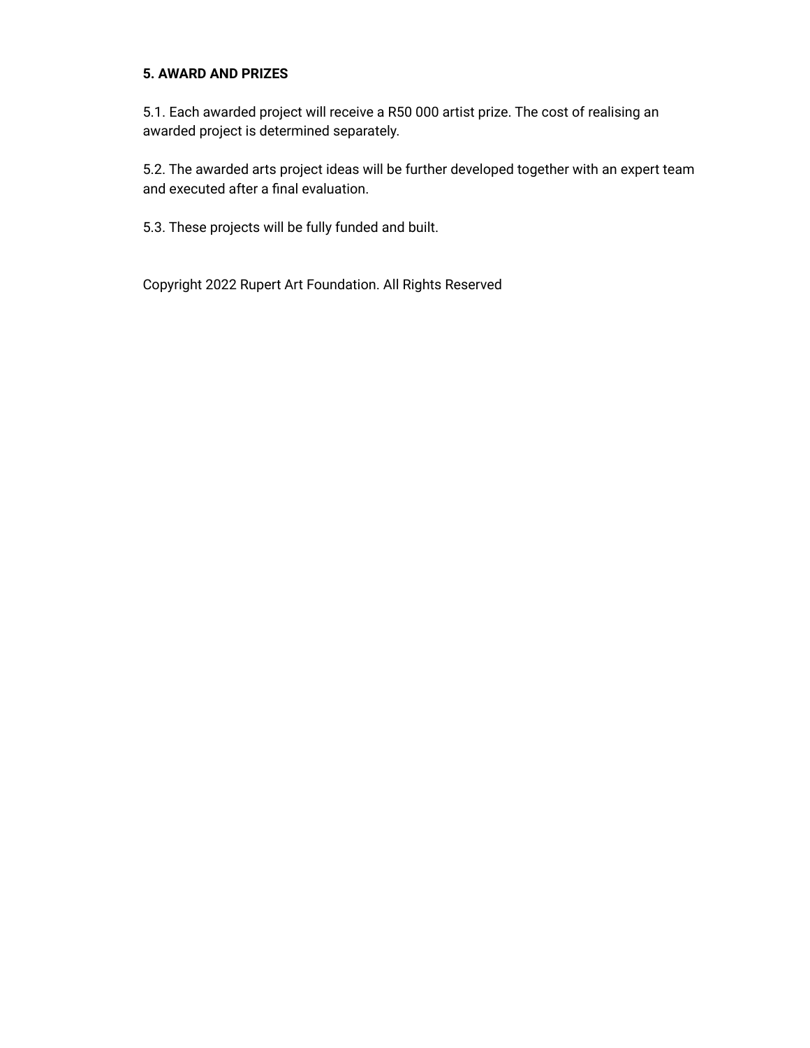**5. AWARD AND PRIZES**

5.1. Each awarded project will receive a R50 000 artist prize. The cost of realising an awarded project is determined separately.

5.2. The awarded arts project ideas will be further developed together with an expert team and executed after a final evaluation.

5.3. These projects will be fully funded and built.

Copyright 2022 Rupert Art Foundation. All Rights Reserved